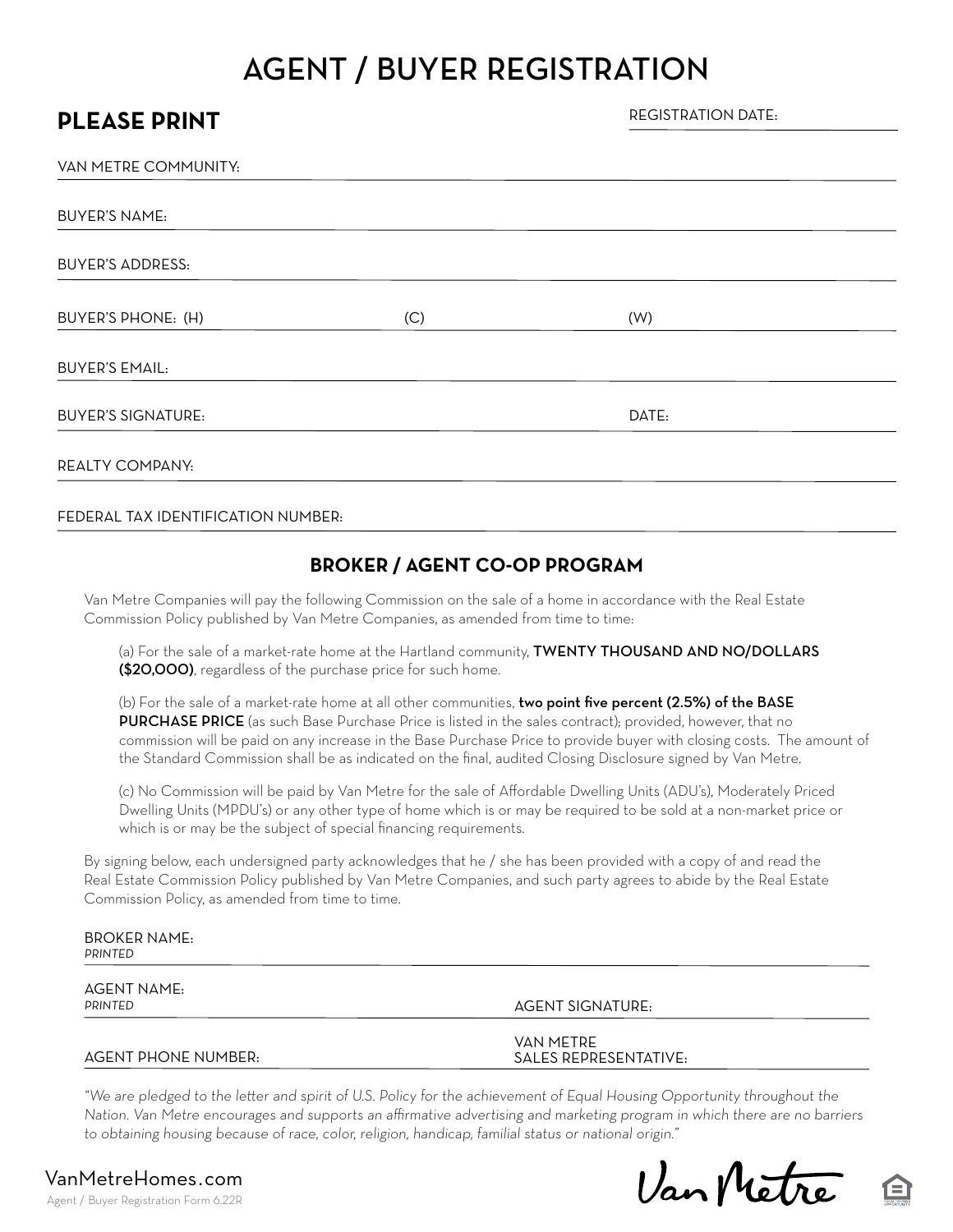# AGENT / BUYER REGISTRATION

**PLEASE PRINT**

REGISTRATION DATE: ______________________

VAN METRE COMMUNITY: ______________________

BUYER'S NAME: ______________________

BUYER'S ADDRESS: ______________________

BUYER'S PHONE: (H) ______________ (C) ______________ (W) ______________

BUYER'S EMAIL: ______________________

BUYER'S SIGNATURE: ______________________ DATE: ______________

REALTY COMPANY: ______________________

FEDERAL TAX IDENTIFICATION NUMBER: ______________________

## BROKER / AGENT CO-OP PROGRAM

Van Metre Companies will pay the following Commission on the sale of a home in accordance with the Real Estate Commission Policy published by Van Metre Companies, as amended from time to time:

(a) For the sale of a market-rate home at the Hartland community, **TWENTY THOUSAND AND NO/DOLLARS ($20,000)**, regardless of the purchase price for such home.

(b) For the sale of a market-rate home at all other communities, **two point five percent (2.5%) of the BASE PURCHASE PRICE** (as such Base Purchase Price is listed in the sales contract); provided, however, that no commission will be paid on any increase in the Base Purchase Price to provide buyer with closing costs. The amount of the Standard Commission shall be as indicated on the final, audited Closing Disclosure signed by Van Metre.

(c) No Commission will be paid by Van Metre for the sale of Affordable Dwelling Units (ADU's), Moderately Priced Dwelling Units (MPDU's) or any other type of home which is or may be required to be sold at a non-market price or which is or may be the subject of special financing requirements.

By signing below, each undersigned party acknowledges that he / she has been provided with a copy of and read the Real Estate Commission Policy published by Van Metre Companies, and such party agrees to abide by the Real Estate Commission Policy, as amended from time to time.

BROKER NAME: ______________________
*PRINTED*

AGENT NAME: ______________________ AGENT SIGNATURE: ______________________
*PRINTED*

AGENT PHONE NUMBER: ______________________ VAN METRE SALES REPRESENTATIVE: ______________________

*"We are pledged to the letter and spirit of U.S. Policy for the achievement of Equal Housing Opportunity throughout the Nation. Van Metre encourages and supports an affirmative advertising and marketing program in which there are no barriers to obtaining housing because of race, color, religion, handicap, familial status or national origin."*

VanMetreHomes.com

Agent / Buyer Registration Form 6.22R

Van Metre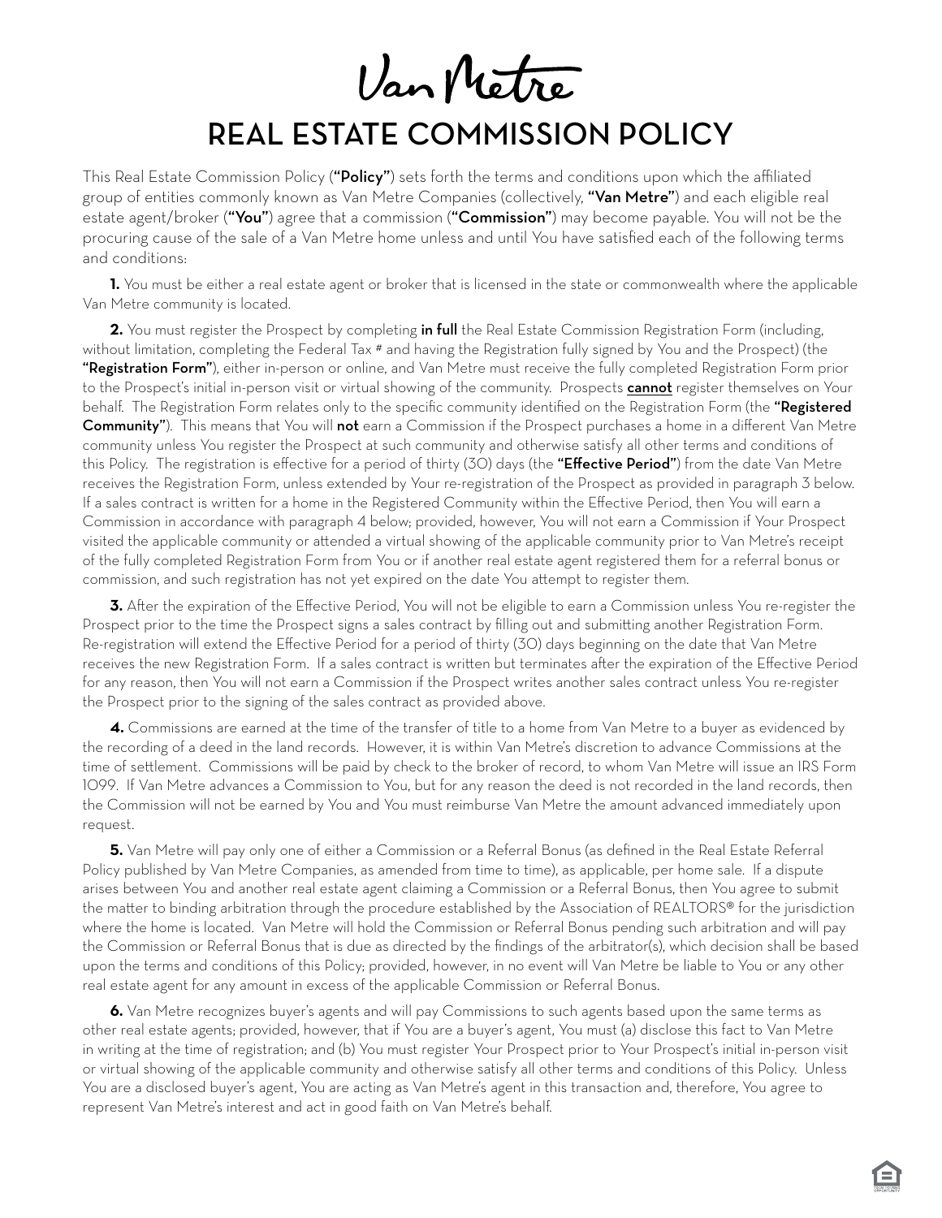Van Metre

# REAL ESTATE COMMISSION POLICY

This Real Estate Commission Policy (**"Policy"**) sets forth the terms and conditions upon which the affiliated group of entities commonly known as Van Metre Companies (collectively, **"Van Metre"**) and each eligible real estate agent/broker (**"You"**) agree that a commission (**"Commission"**) may become payable. You will not be the procuring cause of the sale of a Van Metre home unless and until You have satisfied each of the following terms and conditions:

**1.** You must be either a real estate agent or broker that is licensed in the state or commonwealth where the applicable Van Metre community is located.

**2.** You must register the Prospect by completing **in full** the Real Estate Commission Registration Form (including, without limitation, completing the Federal Tax # and having the Registration fully signed by You and the Prospect) (the **"Registration Form"**), either in-person or online, and Van Metre must receive the fully completed Registration Form prior to the Prospect's initial in-person visit or virtual showing of the community. Prospects **cannot** register themselves on Your behalf. The Registration Form relates only to the specific community identified on the Registration Form (the **"Registered Community"**). This means that You will **not** earn a Commission if the Prospect purchases a home in a different Van Metre community unless You register the Prospect at such community and otherwise satisfy all other terms and conditions of this Policy. The registration is effective for a period of thirty (30) days (the **"Effective Period"**) from the date Van Metre receives the Registration Form, unless extended by Your re-registration of the Prospect as provided in paragraph 3 below. If a sales contract is written for a home in the Registered Community within the Effective Period, then You will earn a Commission in accordance with paragraph 4 below; provided, however, You will not earn a Commission if Your Prospect visited the applicable community or attended a virtual showing of the applicable community prior to Van Metre's receipt of the fully completed Registration Form from You or if another real estate agent registered them for a referral bonus or commission, and such registration has not yet expired on the date You attempt to register them.

**3.** After the expiration of the Effective Period, You will not be eligible to earn a Commission unless You re-register the Prospect prior to the time the Prospect signs a sales contract by filling out and submitting another Registration Form. Re-registration will extend the Effective Period for a period of thirty (30) days beginning on the date that Van Metre receives the new Registration Form. If a sales contract is written but terminates after the expiration of the Effective Period for any reason, then You will not earn a Commission if the Prospect writes another sales contract unless You re-register the Prospect prior to the signing of the sales contract as provided above.

**4.** Commissions are earned at the time of the transfer of title to a home from Van Metre to a buyer as evidenced by the recording of a deed in the land records. However, it is within Van Metre's discretion to advance Commissions at the time of settlement. Commissions will be paid by check to the broker of record, to whom Van Metre will issue an IRS Form 1099. If Van Metre advances a Commission to You, but for any reason the deed is not recorded in the land records, then the Commission will not be earned by You and You must reimburse Van Metre the amount advanced immediately upon request.

**5.** Van Metre will pay only one of either a Commission or a Referral Bonus (as defined in the Real Estate Referral Policy published by Van Metre Companies, as amended from time to time), as applicable, per home sale. If a dispute arises between You and another real estate agent claiming a Commission or a Referral Bonus, then You agree to submit the matter to binding arbitration through the procedure established by the Association of REALTORS® for the jurisdiction where the home is located. Van Metre will hold the Commission or Referral Bonus pending such arbitration and will pay the Commission or Referral Bonus that is due as directed by the findings of the arbitrator(s), which decision shall be based upon the terms and conditions of this Policy; provided, however, in no event will Van Metre be liable to You or any other real estate agent for any amount in excess of the applicable Commission or Referral Bonus.

**6.** Van Metre recognizes buyer's agents and will pay Commissions to such agents based upon the same terms as other real estate agents; provided, however, that if You are a buyer's agent, You must (a) disclose this fact to Van Metre in writing at the time of registration; and (b) You must register Your Prospect prior to Your Prospect's initial in-person visit or virtual showing of the applicable community and otherwise satisfy all other terms and conditions of this Policy. Unless You are a disclosed buyer's agent, You are acting as Van Metre's agent in this transaction and, therefore, You agree to represent Van Metre's interest and act in good faith on Van Metre's behalf.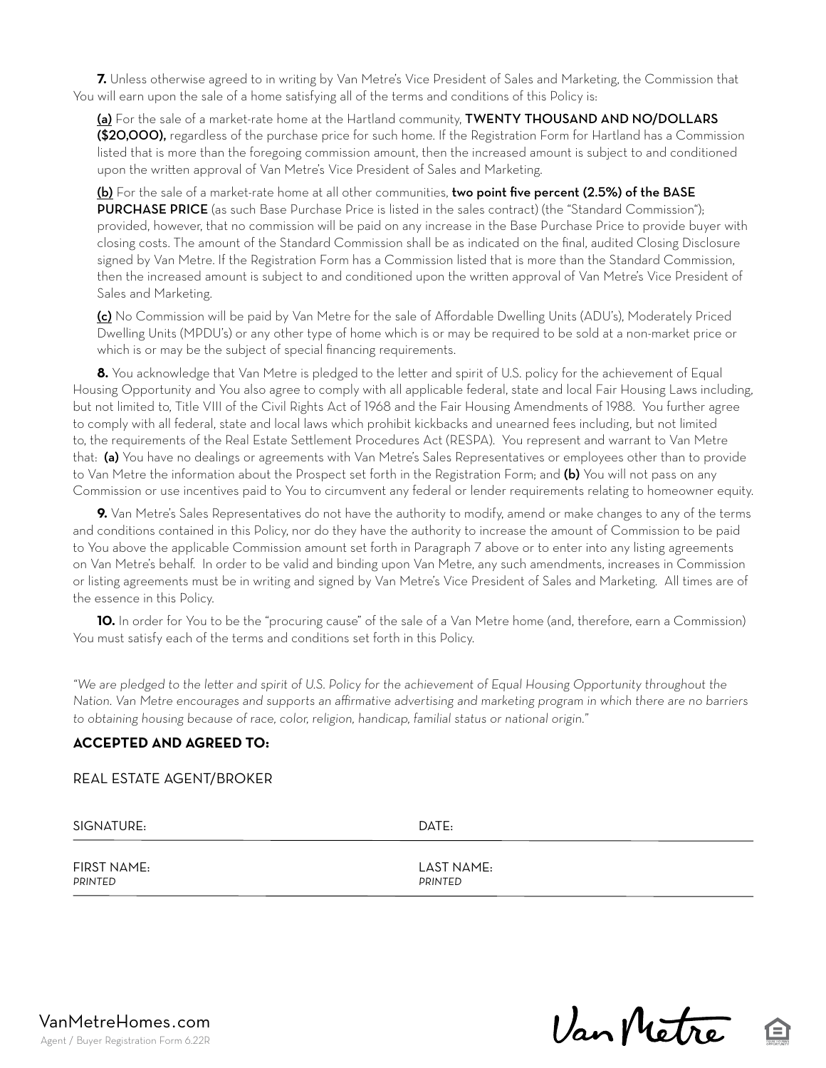**7.** Unless otherwise agreed to in writing by Van Metre's Vice President of Sales and Marketing, the Commission that You will earn upon the sale of a home satisfying all of the terms and conditions of this Policy is:

**(a)** For the sale of a market-rate home at the Hartland community, **TWENTY THOUSAND AND NO/DOLLARS ($20,000),** regardless of the purchase price for such home. If the Registration Form for Hartland has a Commission listed that is more than the foregoing commission amount, then the increased amount is subject to and conditioned upon the written approval of Van Metre's Vice President of Sales and Marketing.

**(b)** For the sale of a market-rate home at all other communities, **two point five percent (2.5%) of the BASE PURCHASE PRICE** (as such Base Purchase Price is listed in the sales contract) (the "Standard Commission"); provided, however, that no commission will be paid on any increase in the Base Purchase Price to provide buyer with closing costs. The amount of the Standard Commission shall be as indicated on the final, audited Closing Disclosure signed by Van Metre. If the Registration Form has a Commission listed that is more than the Standard Commission, then the increased amount is subject to and conditioned upon the written approval of Van Metre's Vice President of Sales and Marketing.

**(c)** No Commission will be paid by Van Metre for the sale of Affordable Dwelling Units (ADU's), Moderately Priced Dwelling Units (MPDU's) or any other type of home which is or may be required to be sold at a non-market price or which is or may be the subject of special financing requirements.

**8.** You acknowledge that Van Metre is pledged to the letter and spirit of U.S. policy for the achievement of Equal Housing Opportunity and You also agree to comply with all applicable federal, state and local Fair Housing Laws including, but not limited to, Title VIII of the Civil Rights Act of 1968 and the Fair Housing Amendments of 1988. You further agree to comply with all federal, state and local laws which prohibit kickbacks and unearned fees including, but not limited to, the requirements of the Real Estate Settlement Procedures Act (RESPA). You represent and warrant to Van Metre that: **(a)** You have no dealings or agreements with Van Metre's Sales Representatives or employees other than to provide to Van Metre the information about the Prospect set forth in the Registration Form; and **(b)** You will not pass on any Commission or use incentives paid to You to circumvent any federal or lender requirements relating to homeowner equity.

**9.** Van Metre's Sales Representatives do not have the authority to modify, amend or make changes to any of the terms and conditions contained in this Policy, nor do they have the authority to increase the amount of Commission to be paid to You above the applicable Commission amount set forth in Paragraph 7 above or to enter into any listing agreements on Van Metre's behalf. In order to be valid and binding upon Van Metre, any such amendments, increases in Commission or listing agreements must be in writing and signed by Van Metre's Vice President of Sales and Marketing. All times are of the essence in this Policy.

**10.** In order for You to be the "procuring cause" of the sale of a Van Metre home (and, therefore, earn a Commission) You must satisfy each of the terms and conditions set forth in this Policy.

*"We are pledged to the letter and spirit of U.S. Policy for the achievement of Equal Housing Opportunity throughout the Nation. Van Metre encourages and supports an affirmative advertising and marketing program in which there are no barriers to obtaining housing because of race, color, religion, handicap, familial status or national origin."*

**ACCEPTED AND AGREED TO:**

REAL ESTATE AGENT/BROKER

SIGNATURE: ______________________ DATE: ______________________

FIRST NAME: *PRINTED* ______________________ LAST NAME: *PRINTED* ______________________

VanMetreHomes.com

Agent / Buyer Registration Form 6.22R

Van Metre